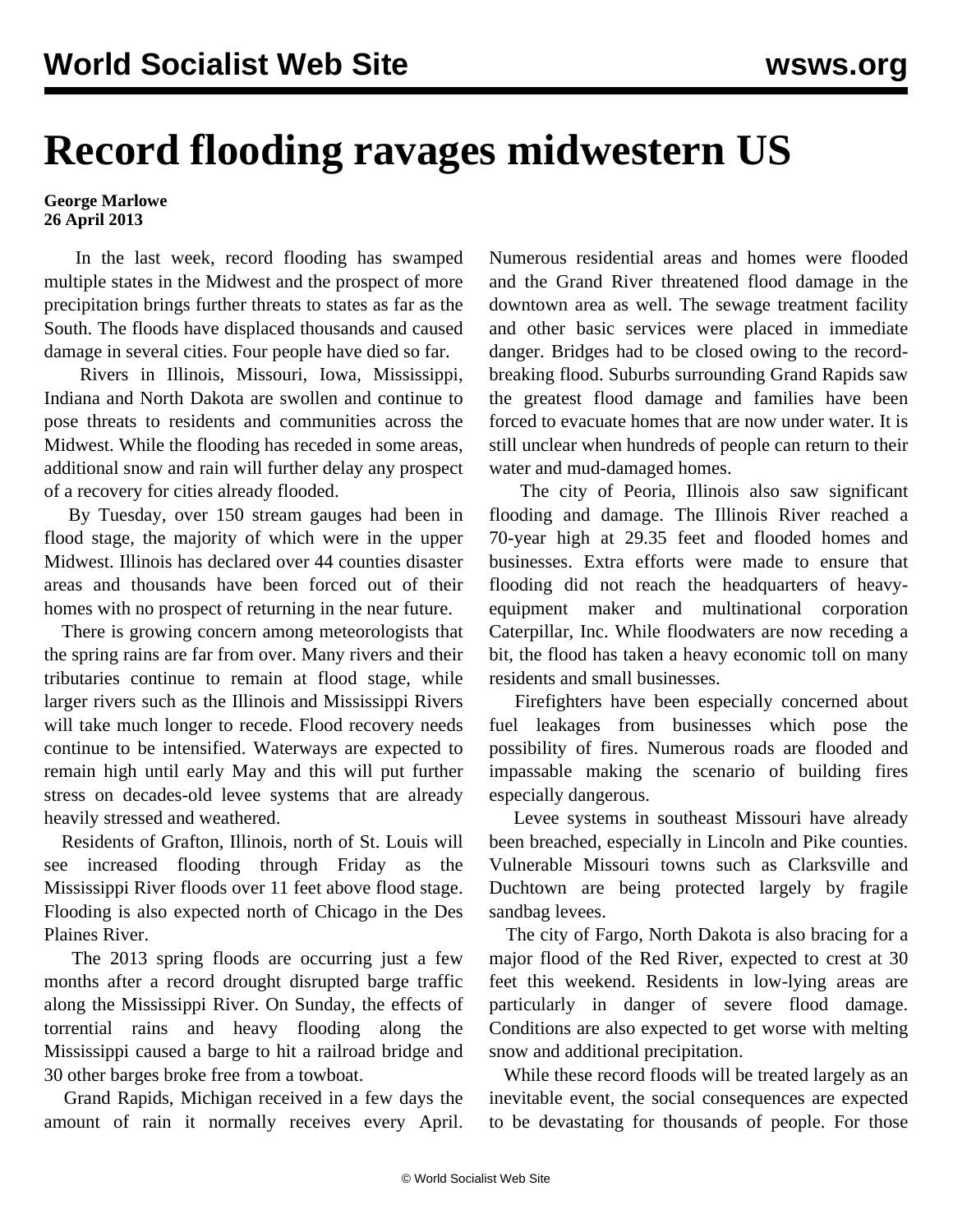# Record flooding ravages midwestern US

**George Marlowe**
**26 April 2013**

In the last week, record flooding has swamped multiple states in the Midwest and the prospect of more precipitation brings further threats to states as far as the South. The floods have displaced thousands and caused damage in several cities. Four people have died so far.

Rivers in Illinois, Missouri, Iowa, Mississippi, Indiana and North Dakota are swollen and continue to pose threats to residents and communities across the Midwest. While the flooding has receded in some areas, additional snow and rain will further delay any prospect of a recovery for cities already flooded.

By Tuesday, over 150 stream gauges had been in flood stage, the majority of which were in the upper Midwest. Illinois has declared over 44 counties disaster areas and thousands have been forced out of their homes with no prospect of returning in the near future.

There is growing concern among meteorologists that the spring rains are far from over. Many rivers and their tributaries continue to remain at flood stage, while larger rivers such as the Illinois and Mississippi Rivers will take much longer to recede. Flood recovery needs continue to be intensified. Waterways are expected to remain high until early May and this will put further stress on decades-old levee systems that are already heavily stressed and weathered.

Residents of Grafton, Illinois, north of St. Louis will see increased flooding through Friday as the Mississippi River floods over 11 feet above flood stage. Flooding is also expected north of Chicago in the Des Plaines River.

The 2013 spring floods are occurring just a few months after a record drought disrupted barge traffic along the Mississippi River. On Sunday, the effects of torrential rains and heavy flooding along the Mississippi caused a barge to hit a railroad bridge and 30 other barges broke free from a towboat.

Grand Rapids, Michigan received in a few days the amount of rain it normally receives every April. Numerous residential areas and homes were flooded and the Grand River threatened flood damage in the downtown area as well. The sewage treatment facility and other basic services were placed in immediate danger. Bridges had to be closed owing to the record-breaking flood. Suburbs surrounding Grand Rapids saw the greatest flood damage and families have been forced to evacuate homes that are now under water. It is still unclear when hundreds of people can return to their water and mud-damaged homes.

The city of Peoria, Illinois also saw significant flooding and damage. The Illinois River reached a 70-year high at 29.35 feet and flooded homes and businesses. Extra efforts were made to ensure that flooding did not reach the headquarters of heavy-equipment maker and multinational corporation Caterpillar, Inc. While floodwaters are now receding a bit, the flood has taken a heavy economic toll on many residents and small businesses.

Firefighters have been especially concerned about fuel leakages from businesses which pose the possibility of fires. Numerous roads are flooded and impassable making the scenario of building fires especially dangerous.

Levee systems in southeast Missouri have already been breached, especially in Lincoln and Pike counties. Vulnerable Missouri towns such as Clarksville and Duchtown are being protected largely by fragile sandbag levees.

The city of Fargo, North Dakota is also bracing for a major flood of the Red River, expected to crest at 30 feet this weekend. Residents in low-lying areas are particularly in danger of severe flood damage. Conditions are also expected to get worse with melting snow and additional precipitation.

While these record floods will be treated largely as an inevitable event, the social consequences are expected to be devastating for thousands of people. For those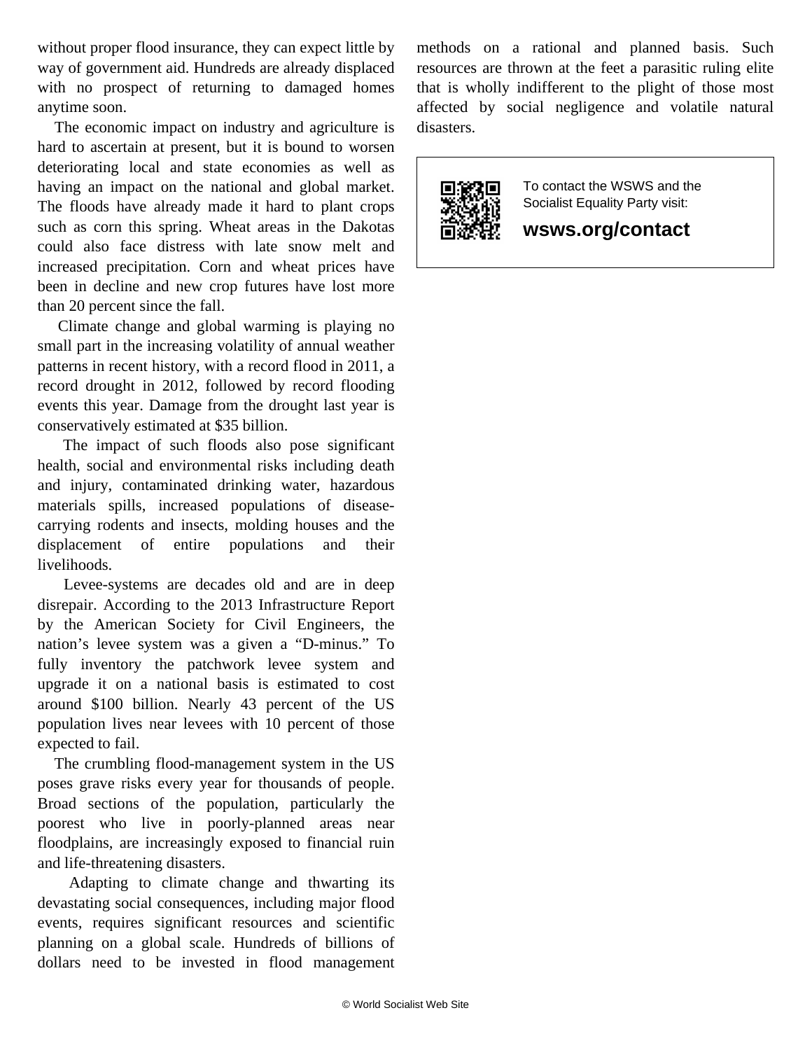without proper flood insurance, they can expect little by way of government aid. Hundreds are already displaced with no prospect of returning to damaged homes anytime soon.

The economic impact on industry and agriculture is hard to ascertain at present, but it is bound to worsen deteriorating local and state economies as well as having an impact on the national and global market. The floods have already made it hard to plant crops such as corn this spring. Wheat areas in the Dakotas could also face distress with late snow melt and increased precipitation. Corn and wheat prices have been in decline and new crop futures have lost more than 20 percent since the fall.

Climate change and global warming is playing no small part in the increasing volatility of annual weather patterns in recent history, with a record flood in 2011, a record drought in 2012, followed by record flooding events this year. Damage from the drought last year is conservatively estimated at $35 billion.

The impact of such floods also pose significant health, social and environmental risks including death and injury, contaminated drinking water, hazardous materials spills, increased populations of disease-carrying rodents and insects, molding houses and the displacement of entire populations and their livelihoods.

Levee-systems are decades old and are in deep disrepair. According to the 2013 Infrastructure Report by the American Society for Civil Engineers, the nation's levee system was a given a "D-minus." To fully inventory the patchwork levee system and upgrade it on a national basis is estimated to cost around $100 billion. Nearly 43 percent of the US population lives near levees with 10 percent of those expected to fail.

The crumbling flood-management system in the US poses grave risks every year for thousands of people. Broad sections of the population, particularly the poorest who live in poorly-planned areas near floodplains, are increasingly exposed to financial ruin and life-threatening disasters.

Adapting to climate change and thwarting its devastating social consequences, including major flood events, requires significant resources and scientific planning on a global scale. Hundreds of billions of dollars need to be invested in flood management methods on a rational and planned basis. Such resources are thrown at the feet a parasitic ruling elite that is wholly indifferent to the plight of those most affected by social negligence and volatile natural disasters.

To contact the WSWS and the Socialist Equality Party visit:

**wsws.org/contact**